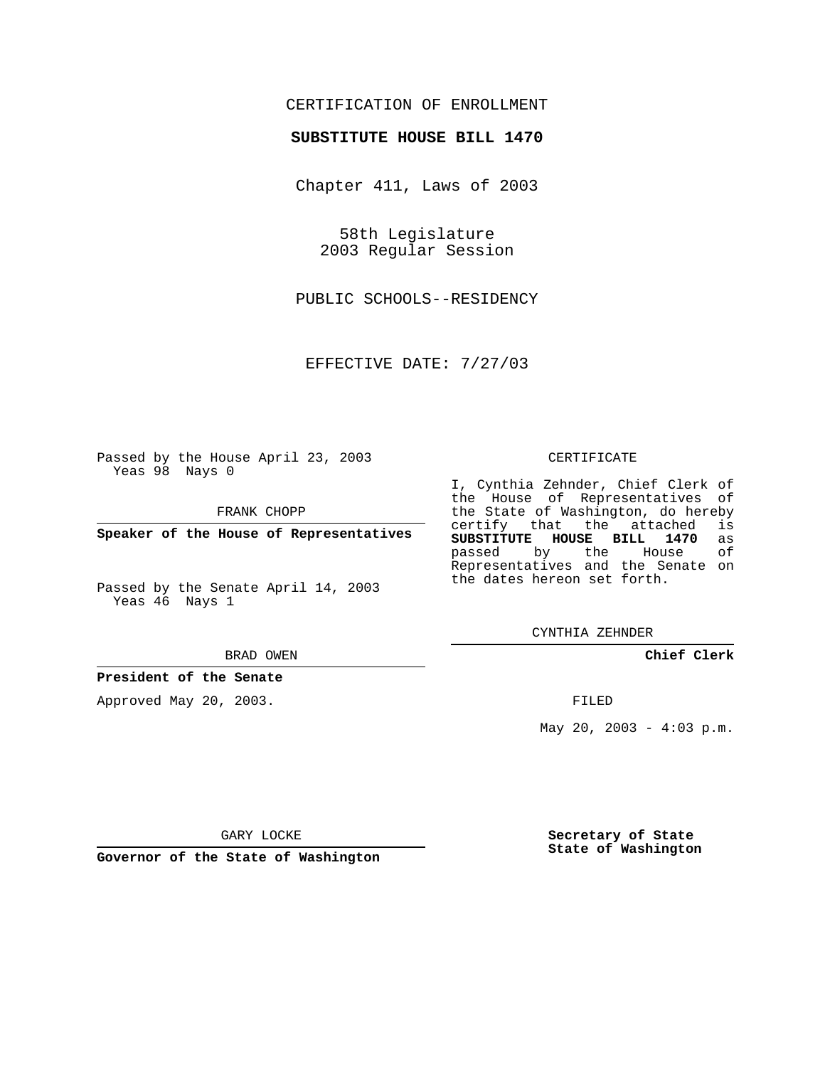CERTIFICATION OF ENROLLMENT

**SUBSTITUTE HOUSE BILL 1470**

Chapter 411, Laws of 2003

58th Legislature
2003 Regular Session

PUBLIC SCHOOLS--RESIDENCY

EFFECTIVE DATE: 7/27/03

Passed by the House April 23, 2003
Yeas 98 Nays 0

FRANK CHOPP

**Speaker of the House of Representatives**

Passed by the Senate April 14, 2003
Yeas 46 Nays 1

BRAD OWEN

**President of the Senate**

Approved May 20, 2003.

GARY LOCKE

**Governor of the State of Washington**

CERTIFICATE

I, Cynthia Zehnder, Chief Clerk of the House of Representatives of the State of Washington, do hereby certify that the attached is **SUBSTITUTE HOUSE BILL 1470** as passed by the House of Representatives and the Senate on the dates hereon set forth.

CYNTHIA ZEHNDER

**Chief Clerk**

FILED

May 20, 2003 - 4:03 p.m.

**Secretary of State**
**State of Washington**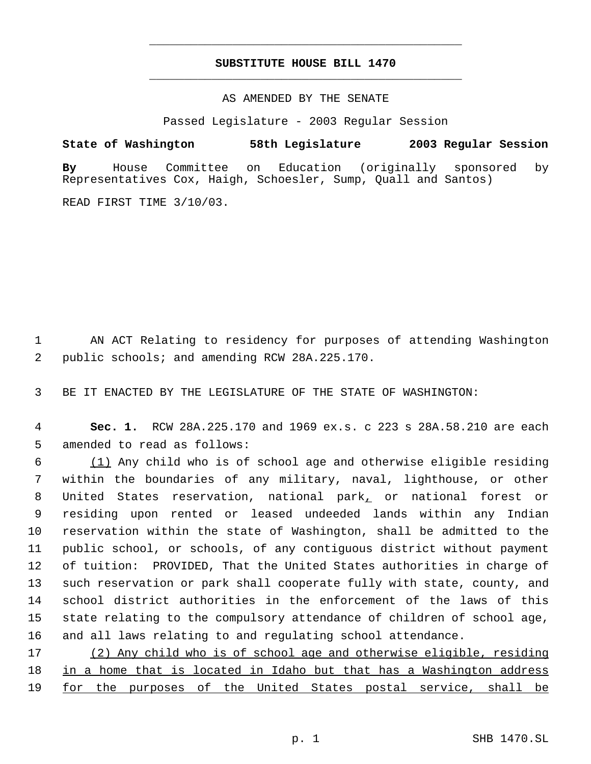**SUBSTITUTE HOUSE BILL 1470**

AS AMENDED BY THE SENATE

Passed Legislature - 2003 Regular Session

**State of Washington 58th Legislature 2003 Regular Session**

**By** House Committee on Education (originally sponsored by Representatives Cox, Haigh, Schoesler, Sump, Quall and Santos)

READ FIRST TIME 3/10/03.

AN ACT Relating to residency for purposes of attending Washington public schools; and amending RCW 28A.225.170.

BE IT ENACTED BY THE LEGISLATURE OF THE STATE OF WASHINGTON:

**Sec. 1.** RCW 28A.225.170 and 1969 ex.s. c 223 s 28A.58.210 are each amended to read as follows:

(1) Any child who is of school age and otherwise eligible residing within the boundaries of any military, naval, lighthouse, or other United States reservation, national park, or national forest or residing upon rented or leased undeeded lands within any Indian reservation within the state of Washington, shall be admitted to the public school, or schools, of any contiguous district without payment of tuition: PROVIDED, That the United States authorities in charge of such reservation or park shall cooperate fully with state, county, and school district authorities in the enforcement of the laws of this state relating to the compulsory attendance of children of school age, and all laws relating to and regulating school attendance.

(2) Any child who is of school age and otherwise eligible, residing in a home that is located in Idaho but that has a Washington address for the purposes of the United States postal service, shall be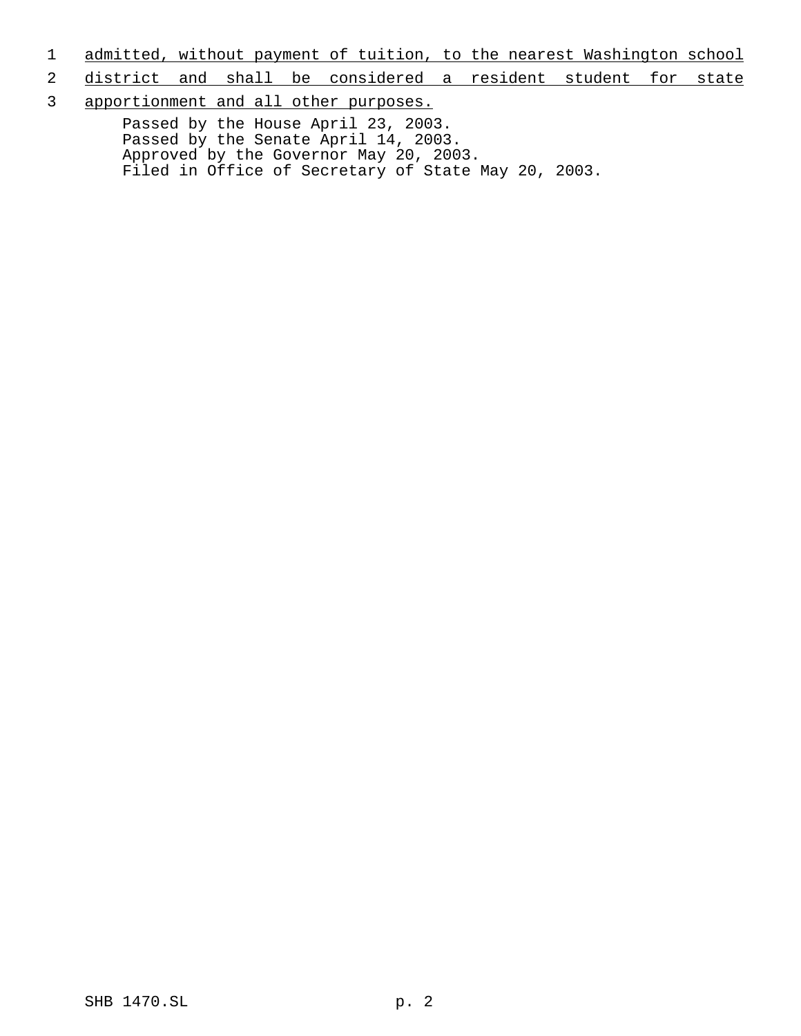admitted, without payment of tuition, to the nearest Washington school district and shall be considered a resident student for state apportionment and all other purposes.

Passed by the House April 23, 2003.
Passed by the Senate April 14, 2003.
Approved by the Governor May 20, 2003.
Filed in Office of Secretary of State May 20, 2003.